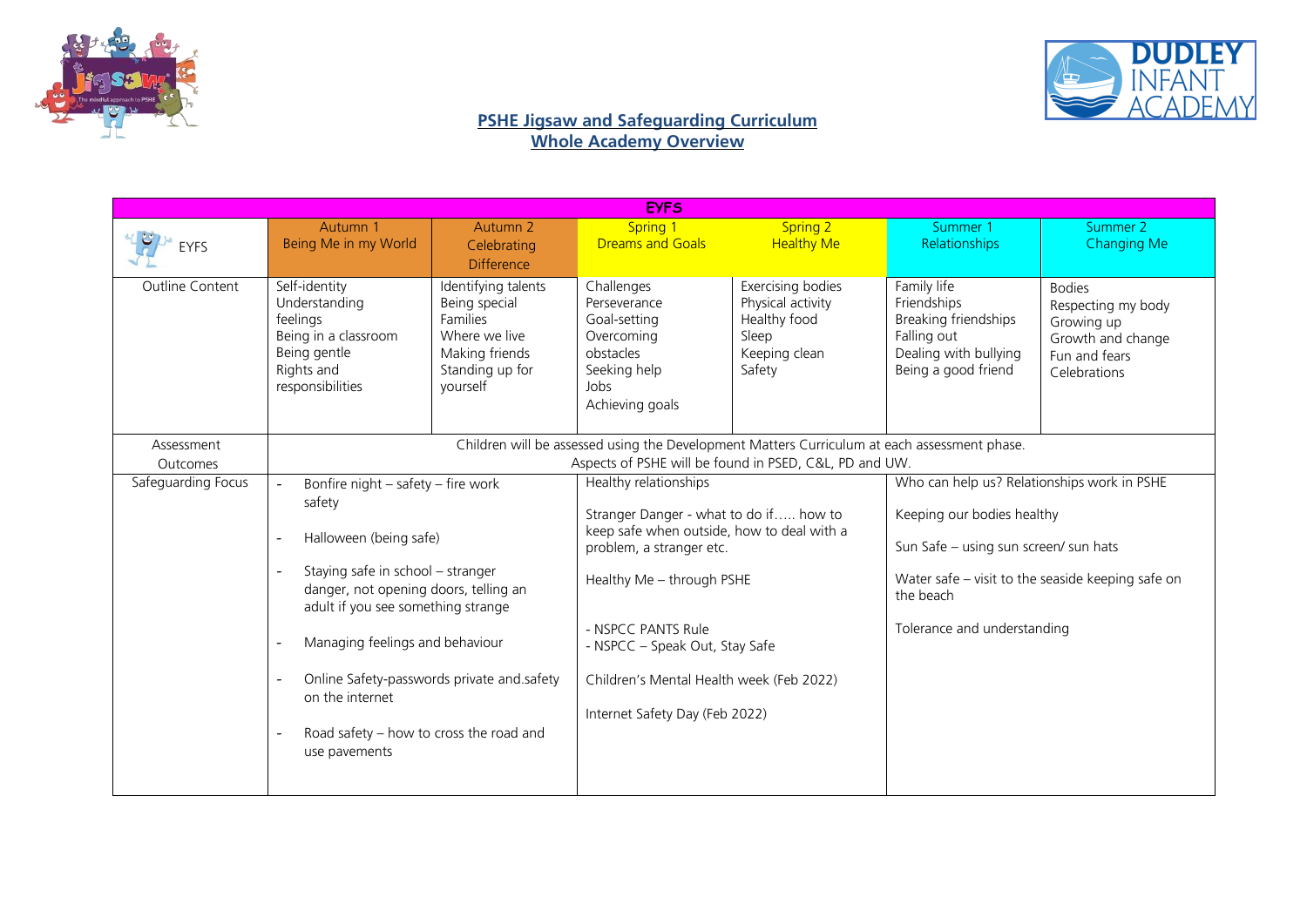# PSHE Jigsaw and Safeguarding Curriculum
## Whole Academy Overview

| EYFS | | | | | | |
|---|---|---|---|---|---|---|
| EYFS | Autumn 1<br>Being Me in my World | Autumn 2<br>Celebrating Difference | Spring 1<br>Dreams and Goals | Spring 2<br>Healthy Me | Summer 1<br>Relationships | Summer 2<br>Changing Me |
| Outline Content | Self-identity<br>Understanding feelings<br>Being in a classroom<br>Being gentle<br>Rights and responsibilities | Identifying talents<br>Being special<br>Families<br>Where we live<br>Making friends<br>Standing up for yourself | Challenges<br>Perseverance<br>Goal-setting<br>Overcoming obstacles<br>Seeking help<br>Jobs<br>Achieving goals | Exercising bodies<br>Physical activity<br>Healthy food<br>Sleep<br>Keeping clean<br>Safety | Family life<br>Friendships<br>Breaking friendships<br>Falling out<br>Dealing with bullying<br>Being a good friend | Bodies<br>Respecting my body<br>Growing up<br>Growth and change<br>Fun and fears<br>Celebrations |
| Assessment Outcomes | Children will be assessed using the Development Matters Curriculum at each assessment phase.<br>Aspects of PSHE will be found in PSED, C&L, PD and UW. | | | | | |
| Safeguarding Focus | - Bonfire night – safety – fire work safety<br>- Halloween (being safe)<br>- Staying safe in school – stranger danger, not opening doors, telling an adult if you see something strange<br>- Managing feelings and behaviour<br>- Online Safety-passwords private and.safety on the internet<br>- Road safety – how to cross the road and use pavements | | Healthy relationships<br>Stranger Danger - what to do if….. how to keep safe when outside, how to deal with a problem, a stranger etc.<br>Healthy Me – through PSHE<br>- NSPCC PANTS Rule<br>- NSPCC – Speak Out, Stay Safe<br>Children's Mental Health week (Feb 2022)<br>Internet Safety Day (Feb 2022) | | Who can help us? Relationships work in PSHE<br>Keeping our bodies healthy<br>Sun Safe – using sun screen/ sun hats<br>Water safe – visit to the seaside keeping safe on the beach<br>Tolerance and understanding | |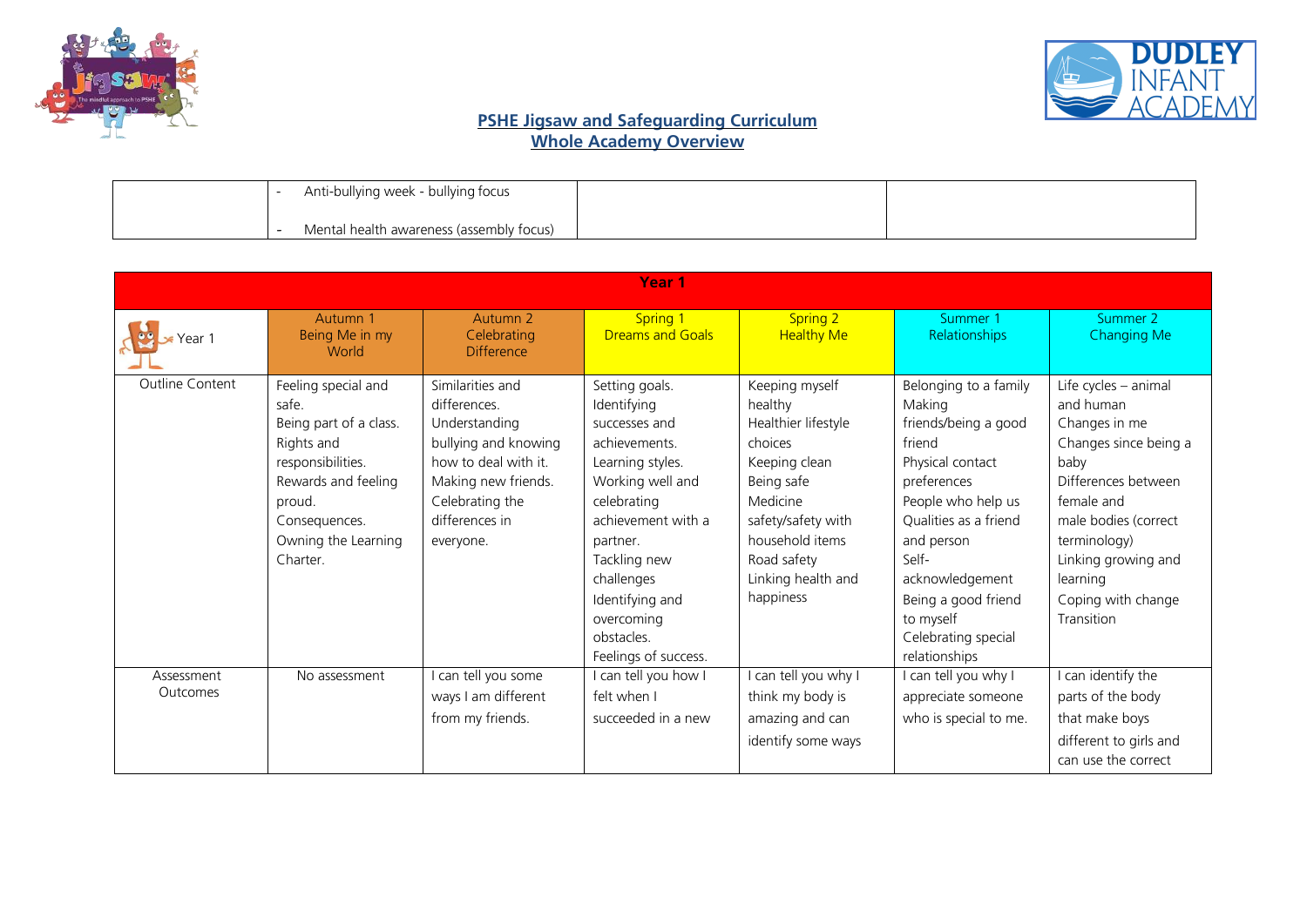## PSHE Jigsaw and Safeguarding Curriculum
## Whole Academy Overview

| | | | |
|---|---|---|---|
| | - Anti-bullying week - bullying focus<br>- Mental health awareness (assembly focus) | | |

| Year 1 | | | | | | |
|---|---|---|---|---|---|---|
| Year 1 | Autumn 1<br>Being Me in my World | Autumn 2<br>Celebrating Difference | Spring 1<br>Dreams and Goals | Spring 2<br>Healthy Me | Summer 1<br>Relationships | Summer 2<br>Changing Me |
| Outline Content | Feeling special and safe.<br>Being part of a class.<br>Rights and responsibilities.<br>Rewards and feeling proud.<br>Consequences.<br>Owning the Learning Charter. | Similarities and differences.<br>Understanding bullying and knowing how to deal with it.<br>Making new friends.<br>Celebrating the differences in everyone. | Setting goals.<br>Identifying successes and achievements.<br>Learning styles.<br>Working well and celebrating achievement with a partner.<br>Tackling new challenges<br>Identifying and overcoming obstacles.<br>Feelings of success. | Keeping myself healthy<br>Healthier lifestyle choices<br>Keeping clean<br>Being safe<br>Medicine safety/safety with household items<br>Road safety<br>Linking health and happiness | Belonging to a family<br>Making friends/being a good friend<br>Physical contact preferences<br>People who help us<br>Qualities as a friend and person<br>Self-acknowledgement<br>Being a good friend to myself<br>Celebrating special relationships | Life cycles – animal and human<br>Changes in me<br>Changes since being a baby<br>Differences between female and male bodies (correct terminology)<br>Linking growing and learning<br>Coping with change<br>Transition |
| Assessment Outcomes | No assessment | I can tell you some ways I am different from my friends. | I can tell you how I felt when I succeeded in a new | I can tell you why I think my body is amazing and can identify some ways | I can tell you why I appreciate someone who is special to me. | I can identify the parts of the body that make boys different to girls and can use the correct |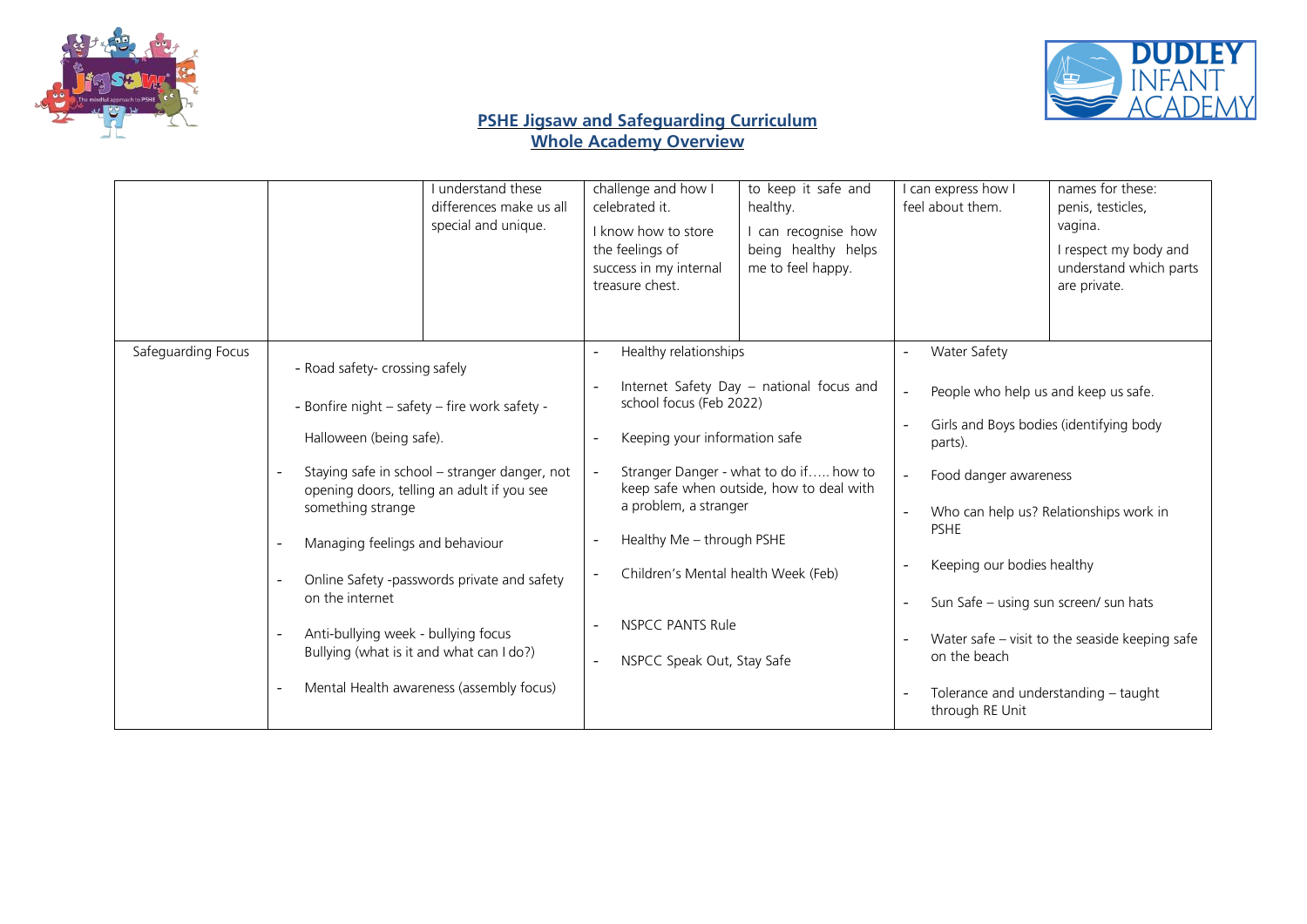## PSHE Jigsaw and Safeguarding Curriculum
## Whole Academy Overview

| | | | | | | |
|---|---|---|---|---|---|---|
| | | I understand these differences make us all special and unique. | challenge and how I celebrated it. I know how to store the feelings of success in my internal treasure chest. | to keep it safe and healthy. I can recognise how being healthy helps me to feel happy. | I can express how I feel about them. | names for these: penis, testicles, vagina. I respect my body and understand which parts are private. |
| Safeguarding Focus | - Road safety- crossing safely<br>- Bonfire night – safety – fire work safety - Halloween (being safe).<br>- Staying safe in school – stranger danger, not opening doors, telling an adult if you see something strange<br>- Managing feelings and behaviour<br>- Online Safety -passwords private and safety on the internet<br>- Anti-bullying week - bullying focus Bullying (what is it and what can I do?)<br>- Mental Health awareness (assembly focus) | | - Healthy relationships<br>- Internet Safety Day – national focus and school focus (Feb 2022)<br>- Keeping your information safe<br>- Stranger Danger - what to do if….. how to keep safe when outside, how to deal with a problem, a stranger<br>- Healthy Me – through PSHE<br>- Children's Mental health Week (Feb)<br>- NSPCC PANTS Rule<br>- NSPCC Speak Out, Stay Safe | | - Water Safety<br>- People who help us and keep us safe.<br>- Girls and Boys bodies (identifying body parts).<br>- Food danger awareness<br>- Who can help us? Relationships work in PSHE<br>- Keeping our bodies healthy<br>- Sun Safe – using sun screen/ sun hats<br>- Water safe – visit to the seaside keeping safe on the beach<br>- Tolerance and understanding – taught through RE Unit | |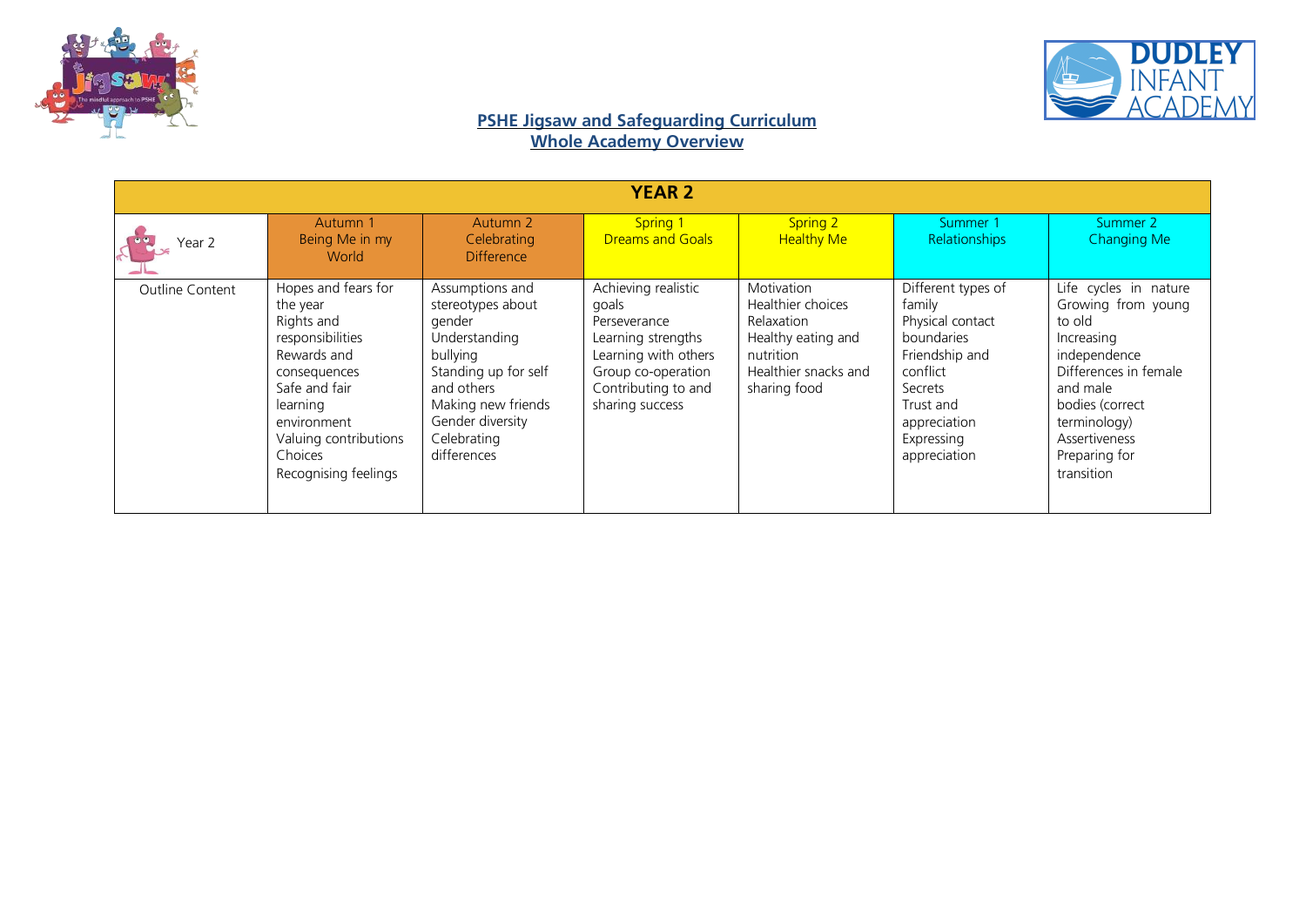**PSHE Jigsaw and Safeguarding Curriculum**
**Whole Academy Overview**

| YEAR 2 | | | | | | |
|---|---|---|---|---|---|---|
| Year 2 | Autumn 1 Being Me in my World | Autumn 2 Celebrating Difference | Spring 1 Dreams and Goals | Spring 2 Healthy Me | Summer 1 Relationships | Summer 2 Changing Me |
| Outline Content | Hopes and fears for the year<br>Rights and responsibilities<br>Rewards and consequences<br>Safe and fair learning environment<br>Valuing contributions<br>Choices<br>Recognising feelings | Assumptions and stereotypes about gender<br>Understanding bullying<br>Standing up for self and others<br>Making new friends<br>Gender diversity<br>Celebrating differences | Achieving realistic goals<br>Perseverance<br>Learning strengths<br>Learning with others<br>Group co-operation<br>Contributing to and sharing success | Motivation<br>Healthier choices<br>Relaxation<br>Healthy eating and nutrition<br>Healthier snacks and sharing food | Different types of family<br>Physical contact boundaries<br>Friendship and conflict<br>Secrets<br>Trust and appreciation<br>Expressing appreciation | Life cycles in nature<br>Growing from young to old<br>Increasing independence<br>Differences in female and male bodies (correct terminology)<br>Assertiveness<br>Preparing for transition |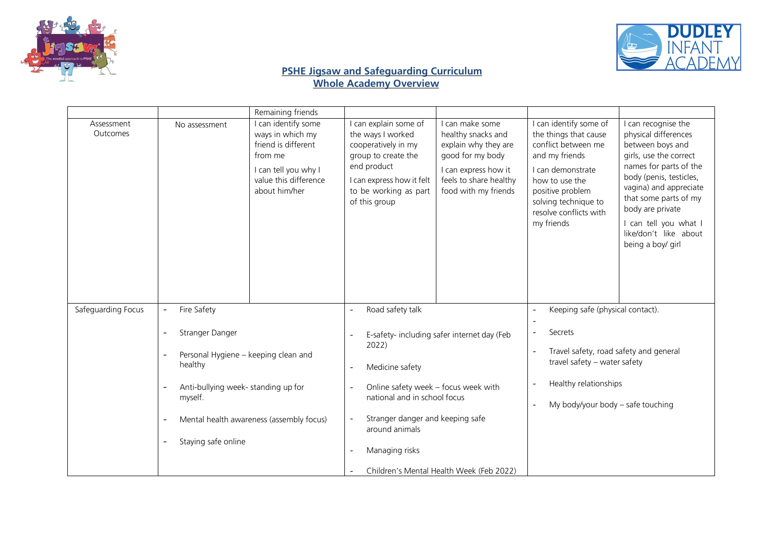## PSHE Jigsaw and Safeguarding Curriculum
## Whole Academy Overview

| | | | | | | |
|---|---|---|---|---|---|---|
| | | Remaining friends | | | | |
| Assessment Outcomes | No assessment | I can identify some ways in which my friend is different from me<br>I can tell you why I value this difference about him/her | I can explain some of the ways I worked cooperatively in my group to create the end product<br>I can express how it felt to be working as part of this group | I can make some healthy snacks and explain why they are good for my body<br>I can express how it feels to share healthy food with my friends | I can identify some of the things that cause conflict between me and my friends<br>I can demonstrate how to use the positive problem solving technique to resolve conflicts with my friends | I can recognise the physical differences between boys and girls, use the correct names for parts of the body (penis, testicles, vagina) and appreciate that some parts of my body are private<br>I can tell you what I like/don't like about being a boy/ girl |
| Safeguarding Focus | - Fire Safety<br>- Stranger Danger<br>- Personal Hygiene – keeping clean and healthy<br>- Anti-bullying week- standing up for myself.<br>- Mental health awareness (assembly focus)<br>- Staying safe online | | - Road safety talk<br>- E-safety- including safer internet day (Feb 2022)<br>- Medicine safety<br>- Online safety week – focus week with national and in school focus<br>- Stranger danger and keeping safe around animals<br>- Managing risks<br>- Children's Mental Health Week (Feb 2022) | | - Keeping safe (physical contact).<br>-<br>- Secrets<br>- Travel safety, road safety and general travel safety – water safety<br>- Healthy relationships<br>- My body/your body – safe touching | |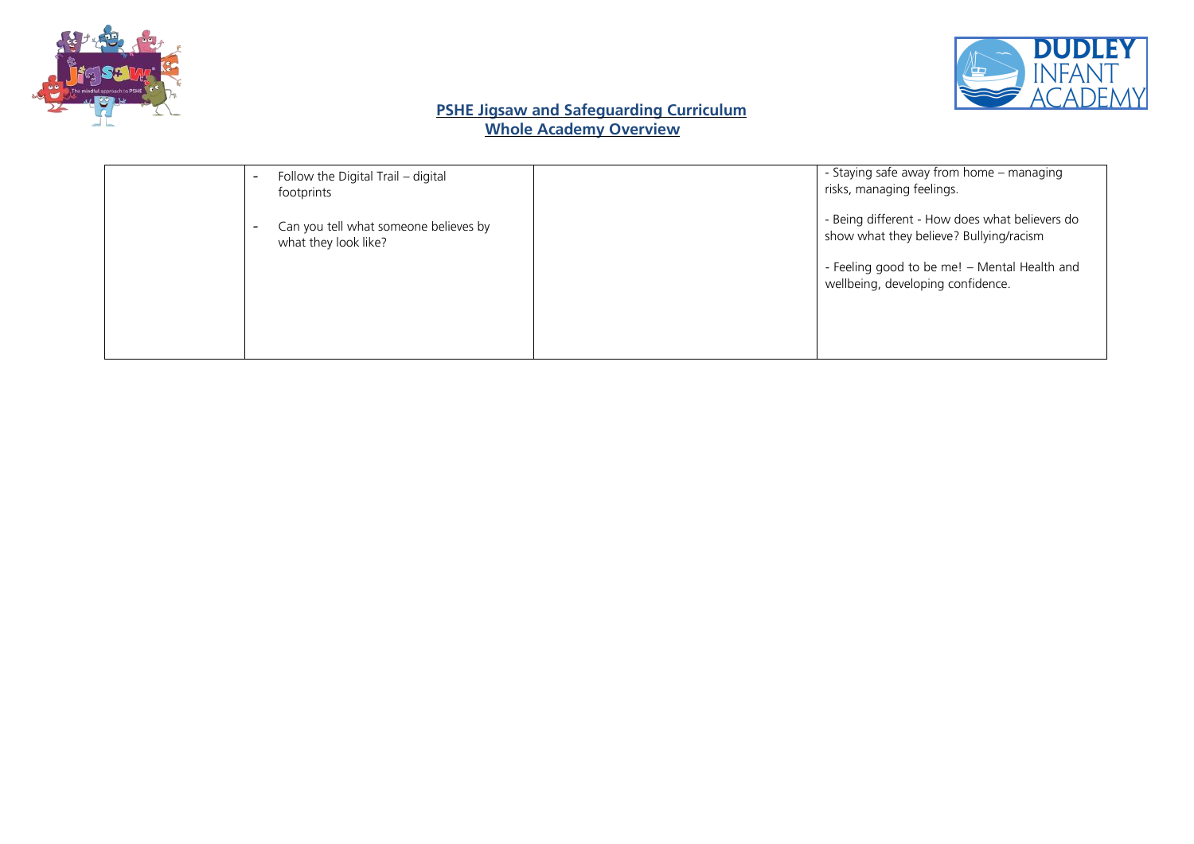## PSHE Jigsaw and Safeguarding Curriculum
## Whole Academy Overview

| | | | |
|---|---|---|---|
| | - Follow the Digital Trail – digital footprints<br><br>- Can you tell what someone believes by what they look like? | | - Staying safe away from home – managing risks, managing feelings.<br><br>- Being different - How does what believers do show what they believe? Bullying/racism<br><br>- Feeling good to be me! – Mental Health and wellbeing, developing confidence. |